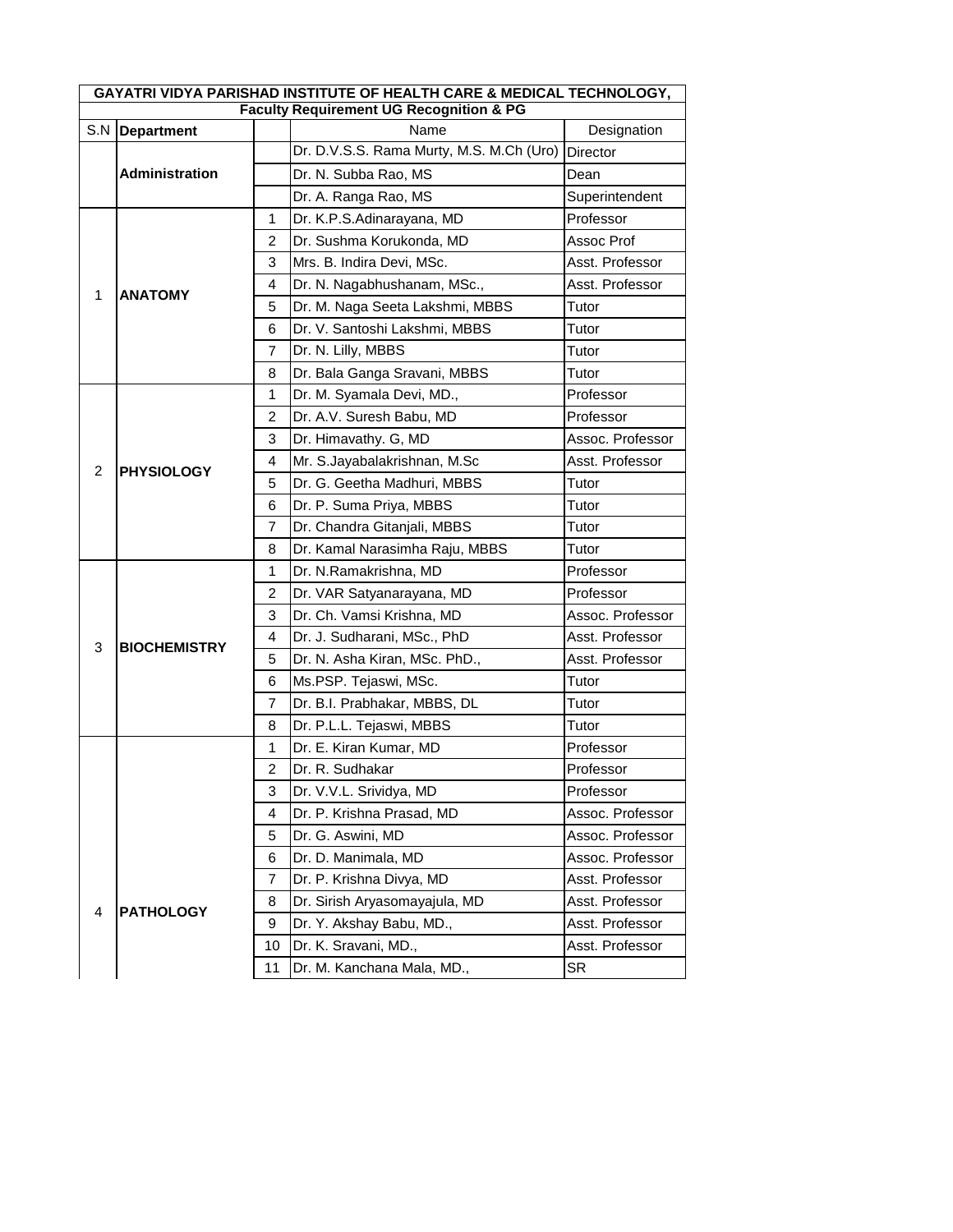| GAYATRI VIDYA PARISHAD INSTITUTE OF HEALTH CARE & MEDICAL TECHNOLOGY, | | | | |
|---|---|---|---|---|
| **Faculty Requirement UG Recognition & PG** | | | | |
| S.N | **Department** | | Name | Designation |
| | **Administration** | | Dr. D.V.S.S. Rama Murty, M.S. M.Ch (Uro) | Director |
| | | | Dr. N. Subba Rao, MS | Dean |
| | | | Dr. A. Ranga Rao, MS | Superintendent |
| 1 | **ANATOMY** | 1 | Dr. K.P.S.Adinarayana, MD | Professor |
| | | 2 | Dr. Sushma Korukonda, MD | Assoc Prof |
| | | 3 | Mrs. B. Indira Devi, MSc. | Asst. Professor |
| | | 4 | Dr. N. Nagabhushanam, MSc., | Asst. Professor |
| | | 5 | Dr. M. Naga Seeta Lakshmi, MBBS | Tutor |
| | | 6 | Dr. V. Santoshi Lakshmi, MBBS | Tutor |
| | | 7 | Dr. N. Lilly, MBBS | Tutor |
| | | 8 | Dr. Bala Ganga Sravani, MBBS | Tutor |
| 2 | **PHYSIOLOGY** | 1 | Dr. M. Syamala Devi, MD., | Professor |
| | | 2 | Dr. A.V. Suresh Babu, MD | Professor |
| | | 3 | Dr. Himavathy. G, MD | Assoc. Professor |
| | | 4 | Mr. S.Jayabalakrishnan, M.Sc | Asst. Professor |
| | | 5 | Dr. G. Geetha Madhuri, MBBS | Tutor |
| | | 6 | Dr. P. Suma Priya, MBBS | Tutor |
| | | 7 | Dr. Chandra Gitanjali, MBBS | Tutor |
| | | 8 | Dr. Kamal Narasimha Raju, MBBS | Tutor |
| 3 | **BIOCHEMISTRY** | 1 | Dr. N.Ramakrishna, MD | Professor |
| | | 2 | Dr. VAR Satyanarayana, MD | Professor |
| | | 3 | Dr. Ch. Vamsi Krishna, MD | Assoc. Professor |
| | | 4 | Dr. J. Sudharani, MSc., PhD | Asst. Professor |
| | | 5 | Dr. N. Asha Kiran, MSc. PhD., | Asst. Professor |
| | | 6 | Ms.PSP. Tejaswi, MSc. | Tutor |
| | | 7 | Dr. B.I. Prabhakar, MBBS, DL | Tutor |
| | | 8 | Dr. P.L.L. Tejaswi, MBBS | Tutor |
| 4 | **PATHOLOGY** | 1 | Dr. E. Kiran Kumar, MD | Professor |
| | | 2 | Dr. R. Sudhakar | Professor |
| | | 3 | Dr. V.V.L. Srividya, MD | Professor |
| | | 4 | Dr. P. Krishna Prasad, MD | Assoc. Professor |
| | | 5 | Dr. G. Aswini, MD | Assoc. Professor |
| | | 6 | Dr. D. Manimala, MD | Assoc. Professor |
| | | 7 | Dr. P. Krishna Divya, MD | Asst. Professor |
| | | 8 | Dr. Sirish Aryasomayajula, MD | Asst. Professor |
| | | 9 | Dr. Y. Akshay Babu, MD., | Asst. Professor |
| | | 10 | Dr. K. Sravani, MD., | Asst. Professor |
| | | 11 | Dr. M. Kanchana Mala, MD., | SR |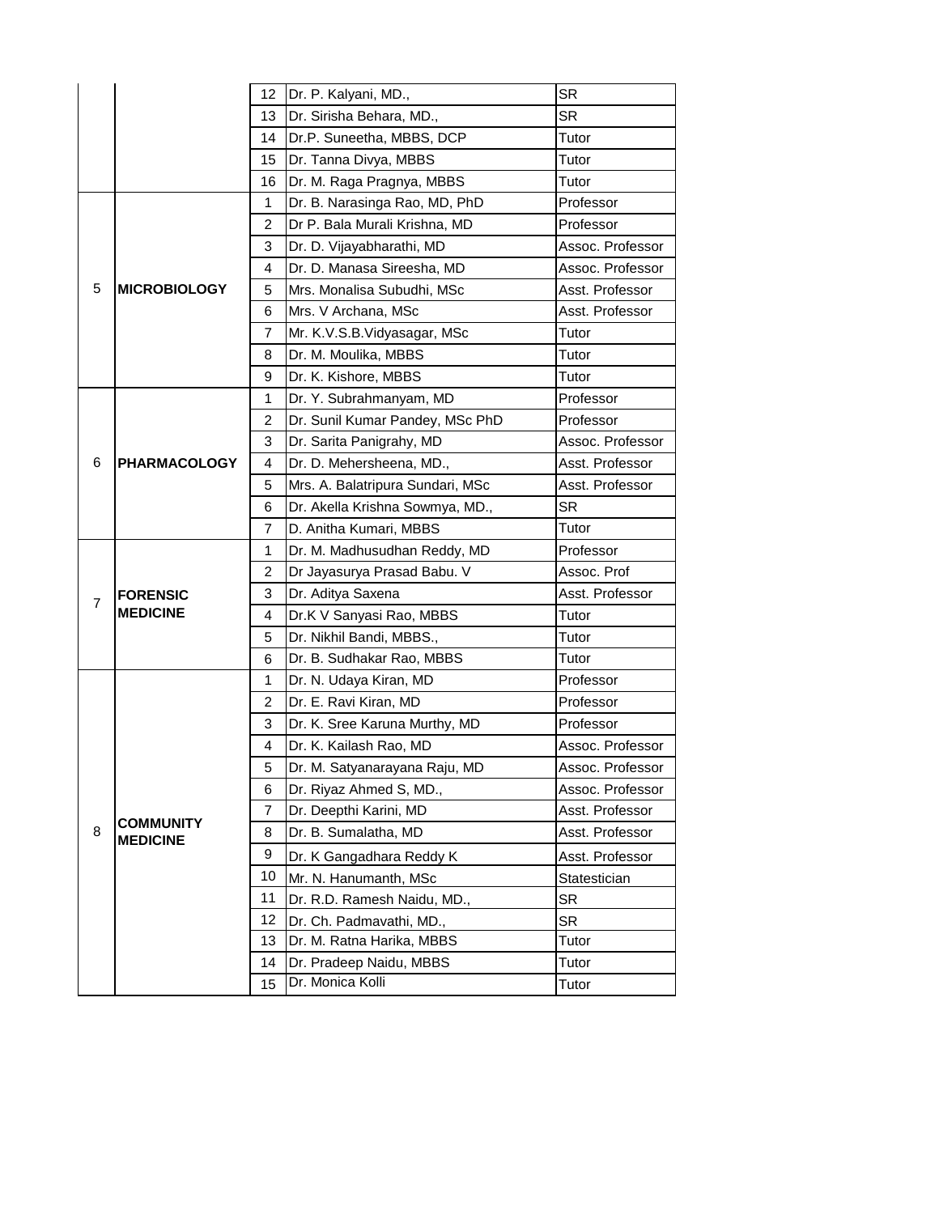| | | 12 | Dr. P. Kalyani, MD., | SR |
|---|---|---|---|---|
| | | 13 | Dr. Sirisha Behara, MD., | SR |
| | | 14 | Dr.P. Suneetha, MBBS, DCP | Tutor |
| | | 15 | Dr. Tanna Divya, MBBS | Tutor |
| | | 16 | Dr. M. Raga Pragnya, MBBS | Tutor |
| 5 | **MICROBIOLOGY** | 1 | Dr. B. Narasinga Rao, MD, PhD | Professor |
| | | 2 | Dr P. Bala Murali Krishna, MD | Professor |
| | | 3 | Dr. D. Vijayabharathi, MD | Assoc. Professor |
| | | 4 | Dr. D. Manasa Sireesha, MD | Assoc. Professor |
| | | 5 | Mrs. Monalisa Subudhi, MSc | Asst. Professor |
| | | 6 | Mrs. V Archana, MSc | Asst. Professor |
| | | 7 | Mr. K.V.S.B.Vidyasagar, MSc | Tutor |
| | | 8 | Dr. M. Moulika, MBBS | Tutor |
| | | 9 | Dr. K. Kishore, MBBS | Tutor |
| 6 | **PHARMACOLOGY** | 1 | Dr. Y. Subrahmanyam, MD | Professor |
| | | 2 | Dr. Sunil Kumar Pandey, MSc PhD | Professor |
| | | 3 | Dr. Sarita Panigrahy, MD | Assoc. Professor |
| | | 4 | Dr. D. Mehersheena, MD., | Asst. Professor |
| | | 5 | Mrs. A. Balatripura Sundari, MSc | Asst. Professor |
| | | 6 | Dr. Akella Krishna Sowmya, MD., | SR |
| | | 7 | D. Anitha Kumari, MBBS | Tutor |
| 7 | **FORENSIC MEDICINE** | 1 | Dr. M. Madhusudhan Reddy, MD | Professor |
| | | 2 | Dr Jayasurya Prasad Babu. V | Assoc. Prof |
| | | 3 | Dr. Aditya Saxena | Asst. Professor |
| | | 4 | Dr.K V Sanyasi Rao, MBBS | Tutor |
| | | 5 | Dr. Nikhil Bandi, MBBS., | Tutor |
| | | 6 | Dr. B. Sudhakar Rao, MBBS | Tutor |
| 8 | **COMMUNITY MEDICINE** | 1 | Dr. N. Udaya Kiran, MD | Professor |
| | | 2 | Dr. E. Ravi Kiran, MD | Professor |
| | | 3 | Dr. K. Sree Karuna Murthy, MD | Professor |
| | | 4 | Dr. K. Kailash Rao, MD | Assoc. Professor |
| | | 5 | Dr. M. Satyanarayana Raju, MD | Assoc. Professor |
| | | 6 | Dr. Riyaz Ahmed S, MD., | Assoc. Professor |
| | | 7 | Dr. Deepthi Karini, MD | Asst. Professor |
| | | 8 | Dr. B. Sumalatha, MD | Asst. Professor |
| | | 9 | Dr. K Gangadhara Reddy K | Asst. Professor |
| | | 10 | Mr. N. Hanumanth, MSc | Statestician |
| | | 11 | Dr. R.D. Ramesh Naidu, MD., | SR |
| | | 12 | Dr. Ch. Padmavathi, MD., | SR |
| | | 13 | Dr. M. Ratna Harika, MBBS | Tutor |
| | | 14 | Dr. Pradeep Naidu, MBBS | Tutor |
| | | 15 | Dr. Monica Kolli | Tutor |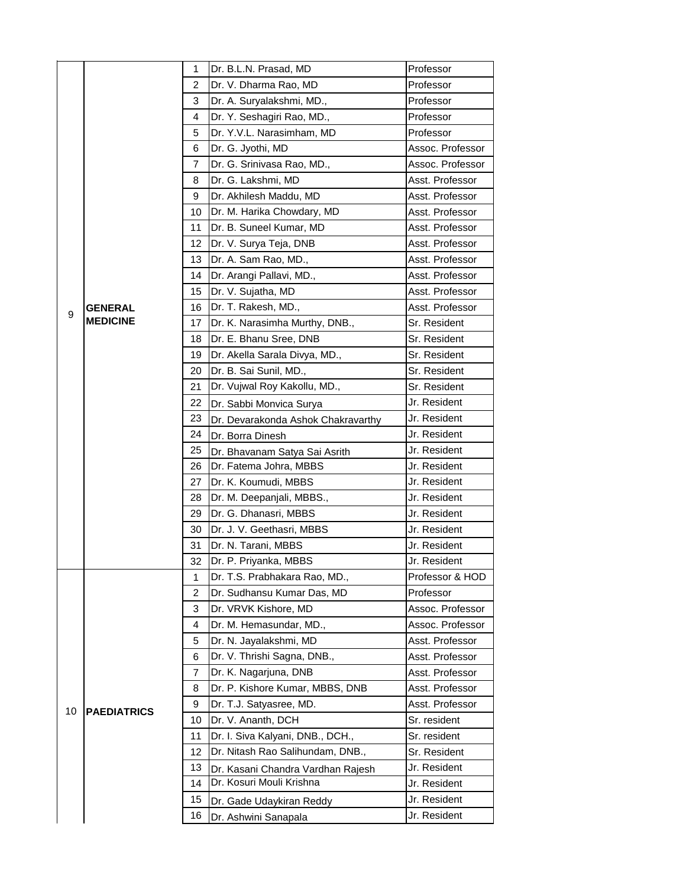| | | | | |
|---|---|---|---|---|
| 9 | **GENERAL MEDICINE** | 1 | Dr. B.L.N. Prasad, MD | Professor |
| | | 2 | Dr. V. Dharma Rao, MD | Professor |
| | | 3 | Dr. A. Suryalakshmi, MD., | Professor |
| | | 4 | Dr. Y. Seshagiri Rao, MD., | Professor |
| | | 5 | Dr. Y.V.L. Narasimham, MD | Professor |
| | | 6 | Dr. G. Jyothi, MD | Assoc. Professor |
| | | 7 | Dr. G. Srinivasa Rao, MD., | Assoc. Professor |
| | | 8 | Dr. G. Lakshmi, MD | Asst. Professor |
| | | 9 | Dr. Akhilesh Maddu, MD | Asst. Professor |
| | | 10 | Dr. M. Harika Chowdary, MD | Asst. Professor |
| | | 11 | Dr. B. Suneel Kumar, MD | Asst. Professor |
| | | 12 | Dr. V. Surya Teja, DNB | Asst. Professor |
| | | 13 | Dr. A. Sam Rao, MD., | Asst. Professor |
| | | 14 | Dr. Arangi Pallavi, MD., | Asst. Professor |
| | | 15 | Dr. V. Sujatha, MD | Asst. Professor |
| | | 16 | Dr. T. Rakesh, MD., | Asst. Professor |
| | | 17 | Dr. K. Narasimha Murthy, DNB., | Sr. Resident |
| | | 18 | Dr. E. Bhanu Sree, DNB | Sr. Resident |
| | | 19 | Dr. Akella Sarala Divya, MD., | Sr. Resident |
| | | 20 | Dr. B. Sai Sunil, MD., | Sr. Resident |
| | | 21 | Dr. Vujwal Roy Kakollu, MD., | Sr. Resident |
| | | 22 | Dr. Sabbi Monvica Surya | Jr. Resident |
| | | 23 | Dr. Devarakonda Ashok Chakravarthy | Jr. Resident |
| | | 24 | Dr. Borra Dinesh | Jr. Resident |
| | | 25 | Dr. Bhavanam Satya Sai Asrith | Jr. Resident |
| | | 26 | Dr. Fatema Johra, MBBS | Jr. Resident |
| | | 27 | Dr. K. Koumudi, MBBS | Jr. Resident |
| | | 28 | Dr. M. Deepanjali, MBBS., | Jr. Resident |
| | | 29 | Dr. G. Dhanasri, MBBS | Jr. Resident |
| | | 30 | Dr. J. V. Geethasri, MBBS | Jr. Resident |
| | | 31 | Dr. N. Tarani, MBBS | Jr. Resident |
| | | 32 | Dr. P. Priyanka, MBBS | Jr. Resident |
| 10 | **PAEDIATRICS** | 1 | Dr. T.S. Prabhakara Rao, MD., | Professor & HOD |
| | | 2 | Dr. Sudhansu Kumar Das, MD | Professor |
| | | 3 | Dr. VRVK Kishore, MD | Assoc. Professor |
| | | 4 | Dr. M. Hemasundar, MD., | Assoc. Professor |
| | | 5 | Dr. N. Jayalakshmi, MD | Asst. Professor |
| | | 6 | Dr. V. Thrishi Sagna, DNB., | Asst. Professor |
| | | 7 | Dr. K. Nagarjuna, DNB | Asst. Professor |
| | | 8 | Dr. P. Kishore Kumar, MBBS, DNB | Asst. Professor |
| | | 9 | Dr. T.J. Satyasree, MD. | Asst. Professor |
| | | 10 | Dr. V. Ananth, DCH | Sr. resident |
| | | 11 | Dr. I. Siva Kalyani, DNB., DCH., | Sr. resident |
| | | 12 | Dr. Nitash Rao Salihundam, DNB., | Sr. Resident |
| | | 13 | Dr. Kasani Chandra Vardhan Rajesh | Jr. Resident |
| | | 14 | Dr. Kosuri Mouli Krishna | Jr. Resident |
| | | 15 | Dr. Gade Udaykiran Reddy | Jr. Resident |
| | | 16 | Dr. Ashwini Sanapala | Jr. Resident |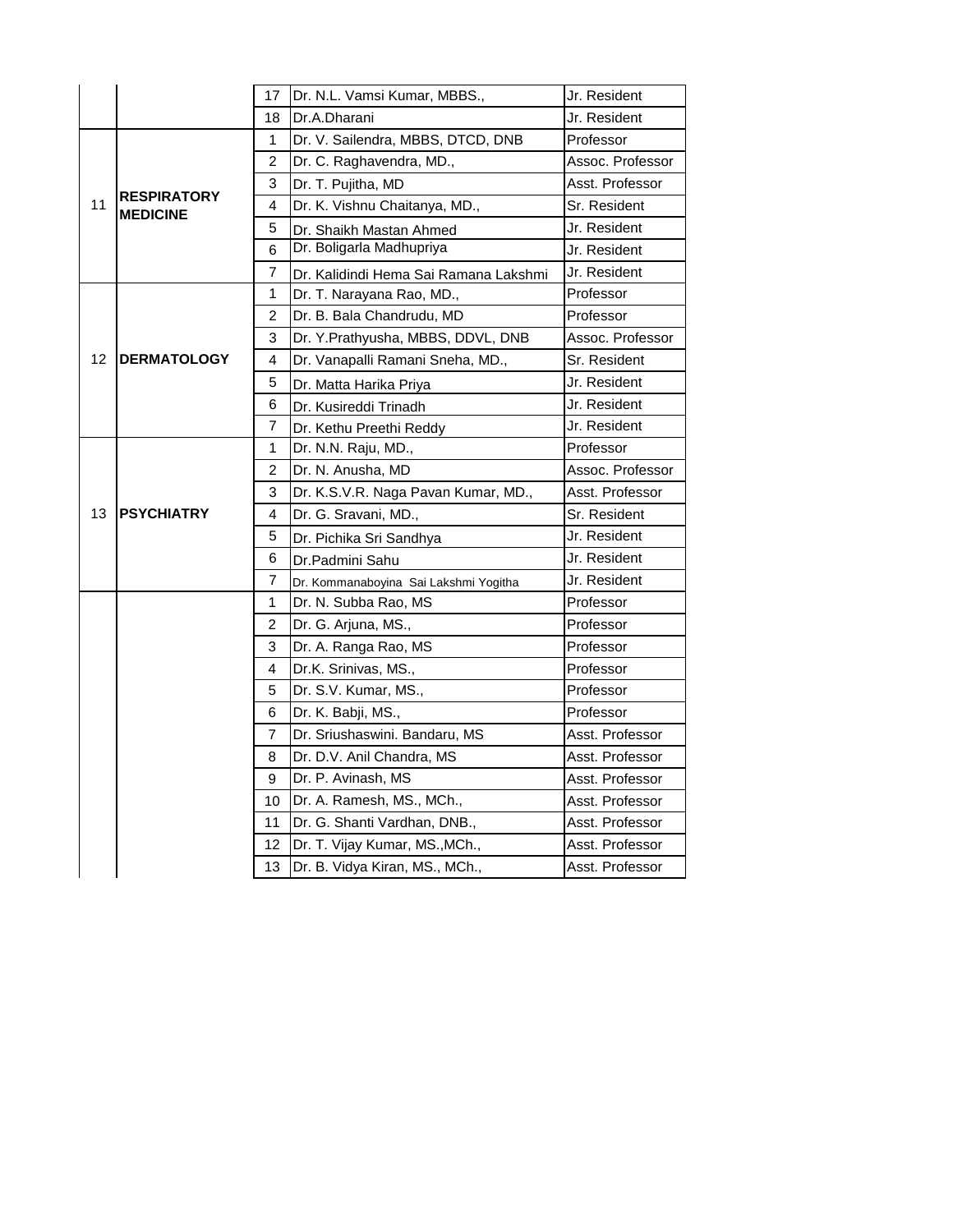| | | | | |
|---|---|---|---|---|
| | | 17 | Dr. N.L. Vamsi Kumar, MBBS., | Jr. Resident |
| | | 18 | Dr.A.Dharani | Jr. Resident |
| 11 | **RESPIRATORY MEDICINE** | 1 | Dr. V. Sailendra, MBBS, DTCD, DNB | Professor |
| | | 2 | Dr. C. Raghavendra, MD., | Assoc. Professor |
| | | 3 | Dr. T. Pujitha, MD | Asst. Professor |
| | | 4 | Dr. K. Vishnu Chaitanya, MD., | Sr. Resident |
| | | 5 | Dr. Shaikh Mastan Ahmed | Jr. Resident |
| | | 6 | Dr. Boligarla Madhupriya | Jr. Resident |
| | | 7 | Dr. Kalidindi Hema Sai Ramana Lakshmi | Jr. Resident |
| 12 | **DERMATOLOGY** | 1 | Dr. T. Narayana Rao, MD., | Professor |
| | | 2 | Dr. B. Bala Chandrudu, MD | Professor |
| | | 3 | Dr. Y.Prathyusha, MBBS, DDVL, DNB | Assoc. Professor |
| | | 4 | Dr. Vanapalli Ramani Sneha, MD., | Sr. Resident |
| | | 5 | Dr. Matta Harika Priya | Jr. Resident |
| | | 6 | Dr. Kusireddi Trinadh | Jr. Resident |
| | | 7 | Dr. Kethu Preethi Reddy | Jr. Resident |
| 13 | **PSYCHIATRY** | 1 | Dr. N.N. Raju, MD., | Professor |
| | | 2 | Dr. N. Anusha, MD | Assoc. Professor |
| | | 3 | Dr. K.S.V.R. Naga Pavan Kumar, MD., | Asst. Professor |
| | | 4 | Dr. G. Sravani, MD., | Sr. Resident |
| | | 5 | Dr. Pichika Sri Sandhya | Jr. Resident |
| | | 6 | Dr.Padmini Sahu | Jr. Resident |
| | | 7 | Dr. Kommanaboyina Sai Lakshmi Yogitha | Jr. Resident |
| | | 1 | Dr. N. Subba Rao, MS | Professor |
| | | 2 | Dr. G. Arjuna, MS., | Professor |
| | | 3 | Dr. A. Ranga Rao, MS | Professor |
| | | 4 | Dr.K. Srinivas, MS., | Professor |
| | | 5 | Dr. S.V. Kumar, MS., | Professor |
| | | 6 | Dr. K. Babji, MS., | Professor |
| | | 7 | Dr. Sriushaswini. Bandaru, MS | Asst. Professor |
| | | 8 | Dr. D.V. Anil Chandra, MS | Asst. Professor |
| | | 9 | Dr. P. Avinash, MS | Asst. Professor |
| | | 10 | Dr. A. Ramesh, MS., MCh., | Asst. Professor |
| | | 11 | Dr. G. Shanti Vardhan, DNB., | Asst. Professor |
| | | 12 | Dr. T. Vijay Kumar, MS.,MCh., | Asst. Professor |
| | | 13 | Dr. B. Vidya Kiran, MS., MCh., | Asst. Professor |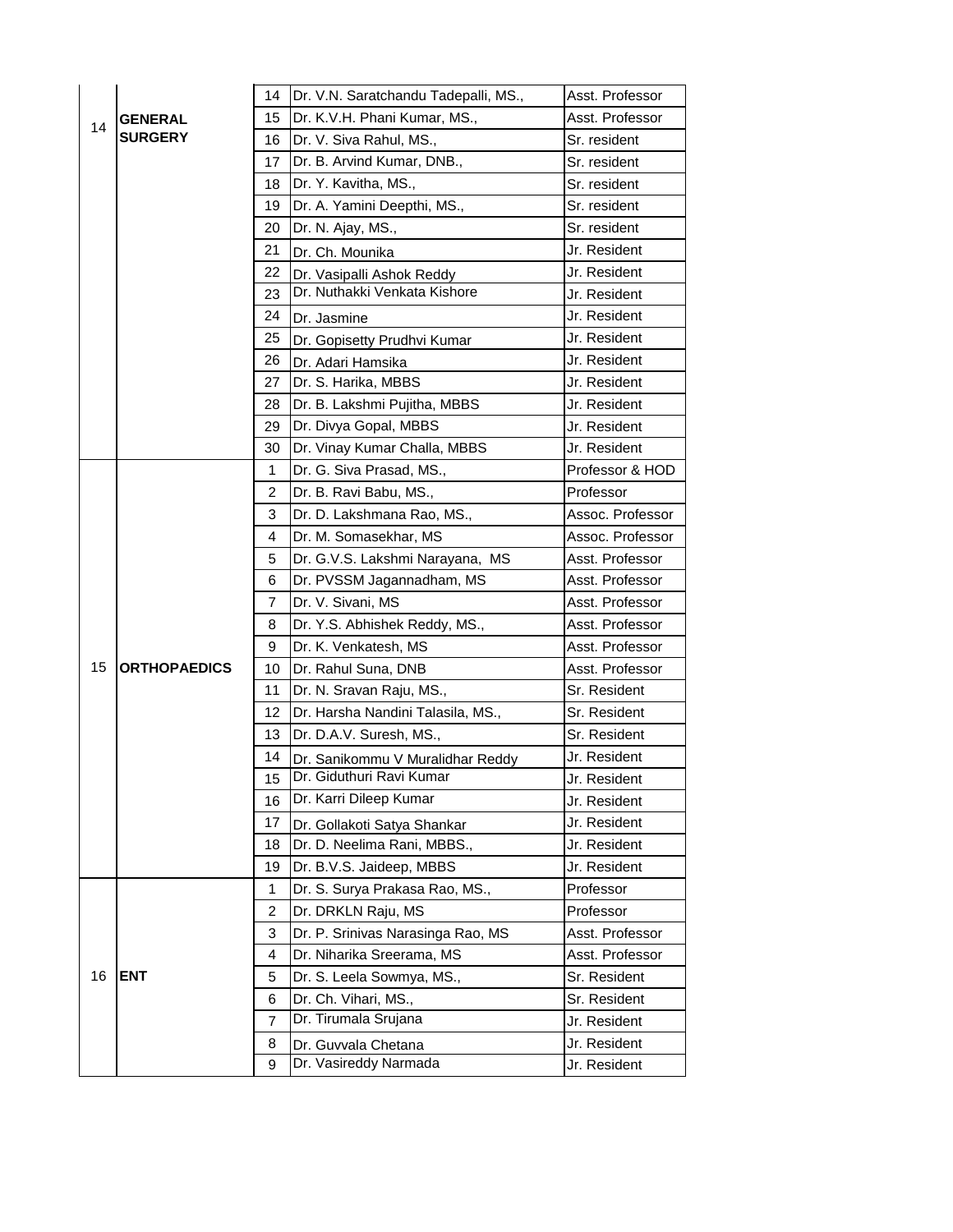| | | | | |
|---|---|---|---|---|
| 14 | GENERAL SURGERY | 14 | Dr. V.N. Saratchandu Tadepalli, MS., | Asst. Professor |
| | | 15 | Dr. K.V.H. Phani Kumar, MS., | Asst. Professor |
| | | 16 | Dr. V. Siva Rahul, MS., | Sr. resident |
| | | 17 | Dr. B. Arvind Kumar, DNB., | Sr. resident |
| | | 18 | Dr. Y. Kavitha, MS., | Sr. resident |
| | | 19 | Dr. A. Yamini Deepthi, MS., | Sr. resident |
| | | 20 | Dr. N. Ajay, MS., | Sr. resident |
| | | 21 | Dr. Ch. Mounika | Jr. Resident |
| | | 22 | Dr. Vasipalli Ashok Reddy | Jr. Resident |
| | | 23 | Dr. Nuthakki Venkata Kishore | Jr. Resident |
| | | 24 | Dr. Jasmine | Jr. Resident |
| | | 25 | Dr. Gopisetty Prudhvi Kumar | Jr. Resident |
| | | 26 | Dr. Adari Hamsika | Jr. Resident |
| | | 27 | Dr. S. Harika, MBBS | Jr. Resident |
| | | 28 | Dr. B. Lakshmi Pujitha, MBBS | Jr. Resident |
| | | 29 | Dr. Divya Gopal, MBBS | Jr. Resident |
| | | 30 | Dr. Vinay Kumar Challa, MBBS | Jr. Resident |
| 15 | ORTHOPAEDICS | 1 | Dr. G. Siva Prasad, MS., | Professor & HOD |
| | | 2 | Dr. B. Ravi Babu, MS., | Professor |
| | | 3 | Dr. D. Lakshmana Rao, MS., | Assoc. Professor |
| | | 4 | Dr. M. Somasekhar, MS | Assoc. Professor |
| | | 5 | Dr. G.V.S. Lakshmi Narayana, MS | Asst. Professor |
| | | 6 | Dr. PVSSM Jagannadham, MS | Asst. Professor |
| | | 7 | Dr. V. Sivani, MS | Asst. Professor |
| | | 8 | Dr. Y.S. Abhishek Reddy, MS., | Asst. Professor |
| | | 9 | Dr. K. Venkatesh, MS | Asst. Professor |
| | | 10 | Dr. Rahul Suna, DNB | Asst. Professor |
| | | 11 | Dr. N. Sravan Raju, MS., | Sr. Resident |
| | | 12 | Dr. Harsha Nandini Talasila, MS., | Sr. Resident |
| | | 13 | Dr. D.A.V. Suresh, MS., | Sr. Resident |
| | | 14 | Dr. Sanikommu V Muralidhar Reddy | Jr. Resident |
| | | 15 | Dr. Giduthuri Ravi Kumar | Jr. Resident |
| | | 16 | Dr. Karri Dileep Kumar | Jr. Resident |
| | | 17 | Dr. Gollakoti Satya Shankar | Jr. Resident |
| | | 18 | Dr. D. Neelima Rani, MBBS., | Jr. Resident |
| | | 19 | Dr. B.V.S. Jaideep, MBBS | Jr. Resident |
| 16 | ENT | 1 | Dr. S. Surya Prakasa Rao, MS., | Professor |
| | | 2 | Dr. DRKLN Raju, MS | Professor |
| | | 3 | Dr. P. Srinivas Narasinga Rao, MS | Asst. Professor |
| | | 4 | Dr. Niharika Sreerama, MS | Asst. Professor |
| | | 5 | Dr. S. Leela Sowmya, MS., | Sr. Resident |
| | | 6 | Dr. Ch. Vihari, MS., | Sr. Resident |
| | | 7 | Dr. Tirumala Srujana | Jr. Resident |
| | | 8 | Dr. Guvvala Chetana | Jr. Resident |
| | | 9 | Dr. Vasireddy Narmada | Jr. Resident |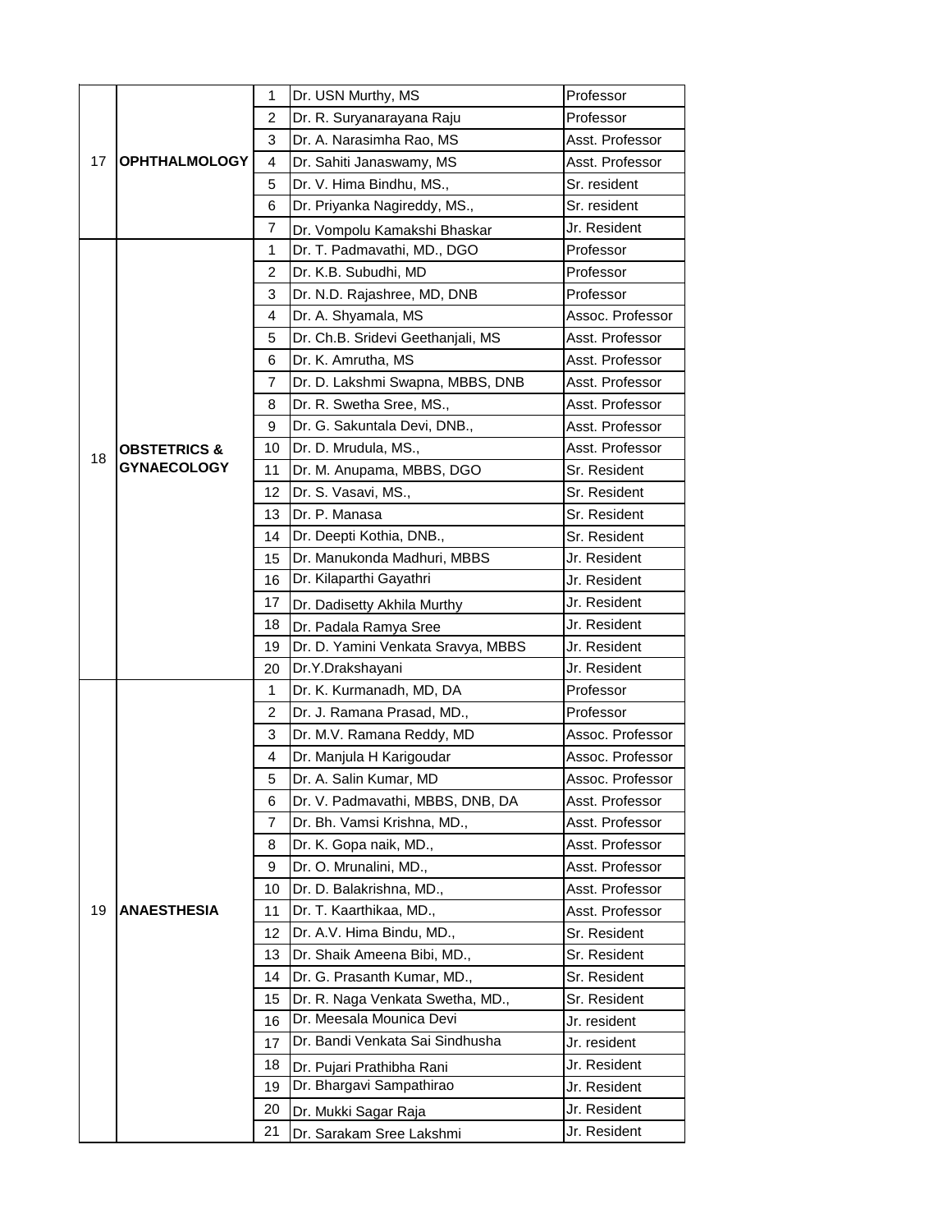| | | | | |
|---|---|---|---|---|
| 17 | OPHTHALMOLOGY | 1 | Dr. USN Murthy, MS | Professor |
| | | 2 | Dr. R. Suryanarayana Raju | Professor |
| | | 3 | Dr. A. Narasimha Rao, MS | Asst. Professor |
| | | 4 | Dr. Sahiti Janaswamy, MS | Asst. Professor |
| | | 5 | Dr. V. Hima Bindhu, MS., | Sr. resident |
| | | 6 | Dr. Priyanka Nagireddy, MS., | Sr. resident |
| | | 7 | Dr. Vompolu Kamakshi Bhaskar | Jr. Resident |
| 18 | OBSTETRICS & GYNAECOLOGY | 1 | Dr. T. Padmavathi, MD., DGO | Professor |
| | | 2 | Dr. K.B. Subudhi, MD | Professor |
| | | 3 | Dr. N.D. Rajashree, MD, DNB | Professor |
| | | 4 | Dr. A. Shyamala, MS | Assoc. Professor |
| | | 5 | Dr. Ch.B. Sridevi Geethanjali, MS | Asst. Professor |
| | | 6 | Dr. K. Amrutha, MS | Asst. Professor |
| | | 7 | Dr. D. Lakshmi Swapna, MBBS, DNB | Asst. Professor |
| | | 8 | Dr. R. Swetha Sree, MS., | Asst. Professor |
| | | 9 | Dr. G. Sakuntala Devi, DNB., | Asst. Professor |
| | | 10 | Dr. D. Mrudula, MS., | Asst. Professor |
| | | 11 | Dr. M. Anupama, MBBS, DGO | Sr. Resident |
| | | 12 | Dr. S. Vasavi, MS., | Sr. Resident |
| | | 13 | Dr. P. Manasa | Sr. Resident |
| | | 14 | Dr. Deepti Kothia, DNB., | Sr. Resident |
| | | 15 | Dr. Manukonda Madhuri, MBBS | Jr. Resident |
| | | 16 | Dr. Kilaparthi Gayathri | Jr. Resident |
| | | 17 | Dr. Dadisetty Akhila Murthy | Jr. Resident |
| | | 18 | Dr. Padala Ramya Sree | Jr. Resident |
| | | 19 | Dr. D. Yamini Venkata Sravya, MBBS | Jr. Resident |
| | | 20 | Dr.Y.Drakshayani | Jr. Resident |
| 19 | ANAESTHESIA | 1 | Dr. K. Kurmanadh, MD, DA | Professor |
| | | 2 | Dr. J. Ramana Prasad, MD., | Professor |
| | | 3 | Dr. M.V. Ramana Reddy, MD | Assoc. Professor |
| | | 4 | Dr. Manjula H Karigoudar | Assoc. Professor |
| | | 5 | Dr. A. Salin Kumar, MD | Assoc. Professor |
| | | 6 | Dr. V. Padmavathi, MBBS, DNB, DA | Asst. Professor |
| | | 7 | Dr. Bh. Vamsi Krishna, MD., | Asst. Professor |
| | | 8 | Dr. K. Gopa naik, MD., | Asst. Professor |
| | | 9 | Dr. O. Mrunalini, MD., | Asst. Professor |
| | | 10 | Dr. D. Balakrishna, MD., | Asst. Professor |
| | | 11 | Dr. T. Kaarthikaa, MD., | Asst. Professor |
| | | 12 | Dr. A.V. Hima Bindu, MD., | Sr. Resident |
| | | 13 | Dr. Shaik Ameena Bibi, MD., | Sr. Resident |
| | | 14 | Dr. G. Prasanth Kumar, MD., | Sr. Resident |
| | | 15 | Dr. R. Naga Venkata Swetha, MD., | Sr. Resident |
| | | 16 | Dr. Meesala Mounica Devi | Jr. resident |
| | | 17 | Dr. Bandi Venkata Sai Sindhusha | Jr. resident |
| | | 18 | Dr. Pujari Prathibha Rani | Jr. Resident |
| | | 19 | Dr. Bhargavi Sampathirao | Jr. Resident |
| | | 20 | Dr. Mukki Sagar Raja | Jr. Resident |
| | | 21 | Dr. Sarakam Sree Lakshmi | Jr. Resident |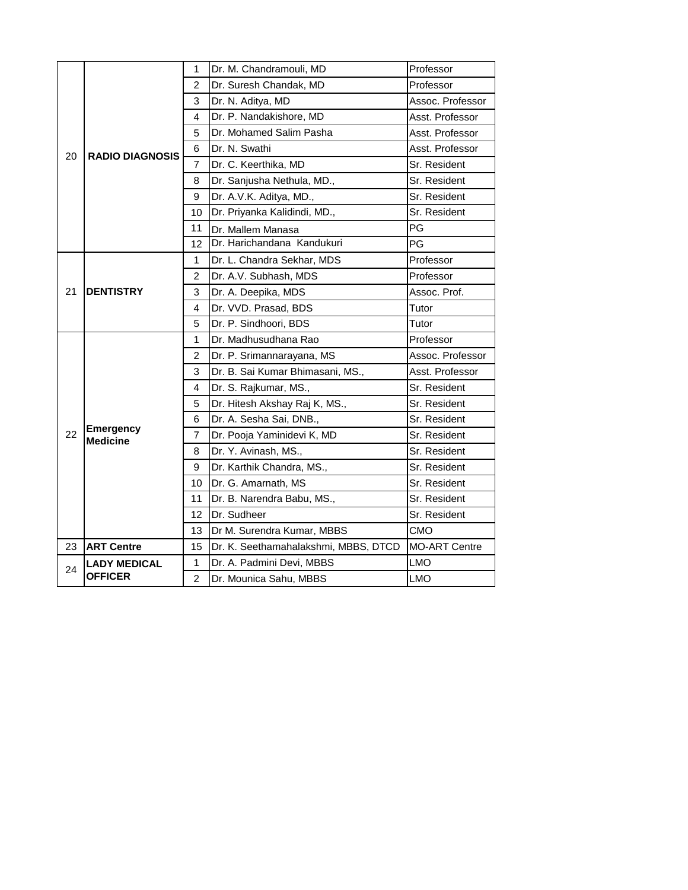| | | | | |
|---|---|---|---|---|
| 20 | RADIO DIAGNOSIS | 1 | Dr. M. Chandramouli, MD | Professor |
| | | 2 | Dr. Suresh Chandak, MD | Professor |
| | | 3 | Dr. N. Aditya, MD | Assoc. Professor |
| | | 4 | Dr. P. Nandakishore, MD | Asst. Professor |
| | | 5 | Dr. Mohamed Salim Pasha | Asst. Professor |
| | | 6 | Dr. N. Swathi | Asst. Professor |
| | | 7 | Dr. C. Keerthika, MD | Sr. Resident |
| | | 8 | Dr. Sanjusha Nethula, MD., | Sr. Resident |
| | | 9 | Dr. A.V.K. Aditya, MD., | Sr. Resident |
| | | 10 | Dr. Priyanka Kalidindi, MD., | Sr. Resident |
| | | 11 | Dr. Mallem Manasa | PG |
| | | 12 | Dr. Harichandana Kandukuri | PG |
| 21 | DENTISTRY | 1 | Dr. L. Chandra Sekhar, MDS | Professor |
| | | 2 | Dr. A.V. Subhash, MDS | Professor |
| | | 3 | Dr. A. Deepika, MDS | Assoc. Prof. |
| | | 4 | Dr. VVD. Prasad, BDS | Tutor |
| | | 5 | Dr. P. Sindhoori, BDS | Tutor |
| 22 | Emergency Medicine | 1 | Dr. Madhusudhana Rao | Professor |
| | | 2 | Dr. P. Srimannarayana, MS | Assoc. Professor |
| | | 3 | Dr. B. Sai Kumar Bhimasani, MS., | Asst. Professor |
| | | 4 | Dr. S. Rajkumar, MS., | Sr. Resident |
| | | 5 | Dr. Hitesh Akshay Raj K, MS., | Sr. Resident |
| | | 6 | Dr. A. Sesha Sai, DNB., | Sr. Resident |
| | | 7 | Dr. Pooja Yaminidevi K, MD | Sr. Resident |
| | | 8 | Dr. Y. Avinash, MS., | Sr. Resident |
| | | 9 | Dr. Karthik Chandra, MS., | Sr. Resident |
| | | 10 | Dr. G. Amarnath, MS | Sr. Resident |
| | | 11 | Dr. B. Narendra Babu, MS., | Sr. Resident |
| | | 12 | Dr. Sudheer | Sr. Resident |
| | | 13 | Dr M. Surendra Kumar, MBBS | CMO |
| 23 | ART Centre | 15 | Dr. K. Seethamahalakshmi, MBBS, DTCD | MO-ART Centre |
| 24 | LADY MEDICAL OFFICER | 1 | Dr. A. Padmini Devi, MBBS | LMO |
| | | 2 | Dr. Mounica Sahu, MBBS | LMO |